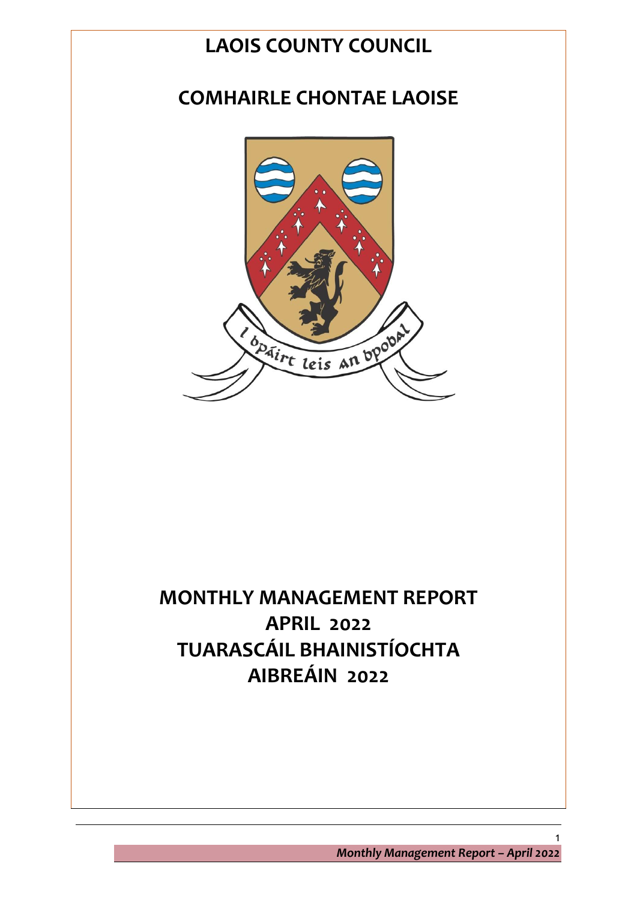# LAOIS COUNTY COUNCIL

# COMHAIRLE CHONTAE LAOISE

# MONTHLY MANAGEMENT REPORT
# APRIL 2022
# TUARASCÁIL BHAINISTÍOCHTA
# AIBREÁIN 2022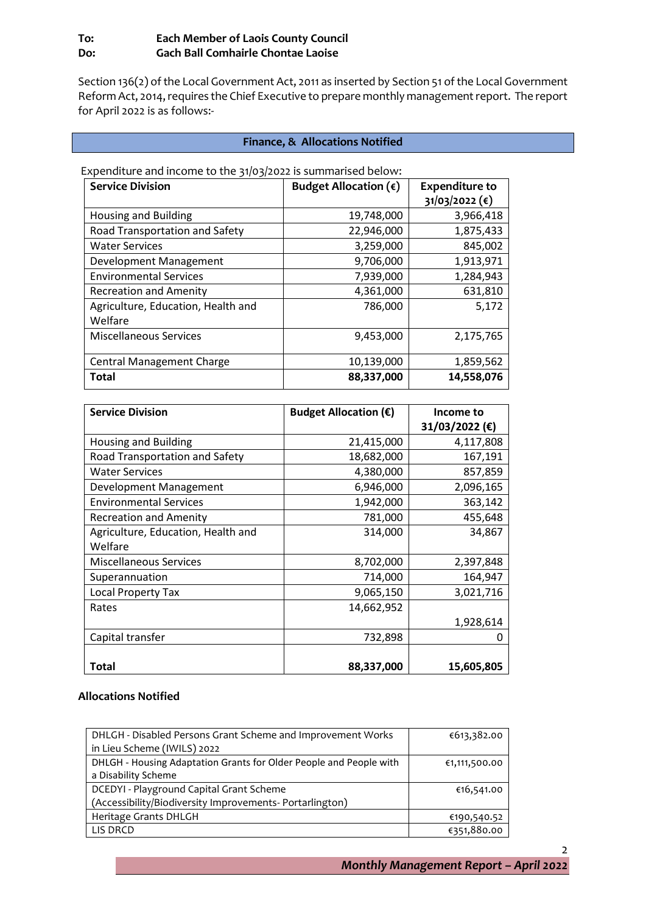**To: Each Member of Laois County Council**
**Do: Gach Ball Comhairle Chontae Laoise**

Section 136(2) of the Local Government Act, 2011 as inserted by Section 51 of the Local Government Reform Act, 2014, requires the Chief Executive to prepare monthly management report. The report for April 2022 is as follows:-

## Finance, & Allocations Notified

Expenditure and income to the 31/03/2022 is summarised below:

| Service Division | Budget Allocation (€) | Expenditure to 31/03/2022 (€) |
|---|---|---|
| Housing and Building | 19,748,000 | 3,966,418 |
| Road Transportation and Safety | 22,946,000 | 1,875,433 |
| Water Services | 3,259,000 | 845,002 |
| Development Management | 9,706,000 | 1,913,971 |
| Environmental Services | 7,939,000 | 1,284,943 |
| Recreation and Amenity | 4,361,000 | 631,810 |
| Agriculture, Education, Health and Welfare | 786,000 | 5,172 |
| Miscellaneous Services | 9,453,000 | 2,175,765 |
| Central Management Charge | 10,139,000 | 1,859,562 |
| **Total** | **88,337,000** | **14,558,076** |

| Service Division | Budget Allocation (€) | Income to 31/03/2022 (€) |
|---|---|---|
| Housing and Building | 21,415,000 | 4,117,808 |
| Road Transportation and Safety | 18,682,000 | 167,191 |
| Water Services | 4,380,000 | 857,859 |
| Development Management | 6,946,000 | 2,096,165 |
| Environmental Services | 1,942,000 | 363,142 |
| Recreation and Amenity | 781,000 | 455,648 |
| Agriculture, Education, Health and Welfare | 314,000 | 34,867 |
| Miscellaneous Services | 8,702,000 | 2,397,848 |
| Superannuation | 714,000 | 164,947 |
| Local Property Tax | 9,065,150 | 3,021,716 |
| Rates | 14,662,952 | 1,928,614 |
| Capital transfer | 732,898 | 0 |
| **Total** | **88,337,000** | **15,605,805** |

**Allocations Notified**

| Allocation | Amount |
|---|---|
| DHLGH - Disabled Persons Grant Scheme and Improvement Works in Lieu Scheme (IWILS) 2022 | €613,382.00 |
| DHLGH - Housing Adaptation Grants for Older People and People with a Disability Scheme | €1,111,500.00 |
| DCEDYI - Playground Capital Grant Scheme (Accessibility/Biodiversity Improvements- Portarlington) | €16,541.00 |
| Heritage Grants DHLGH | €190,540.52 |
| LIS DRCD | €351,880.00 |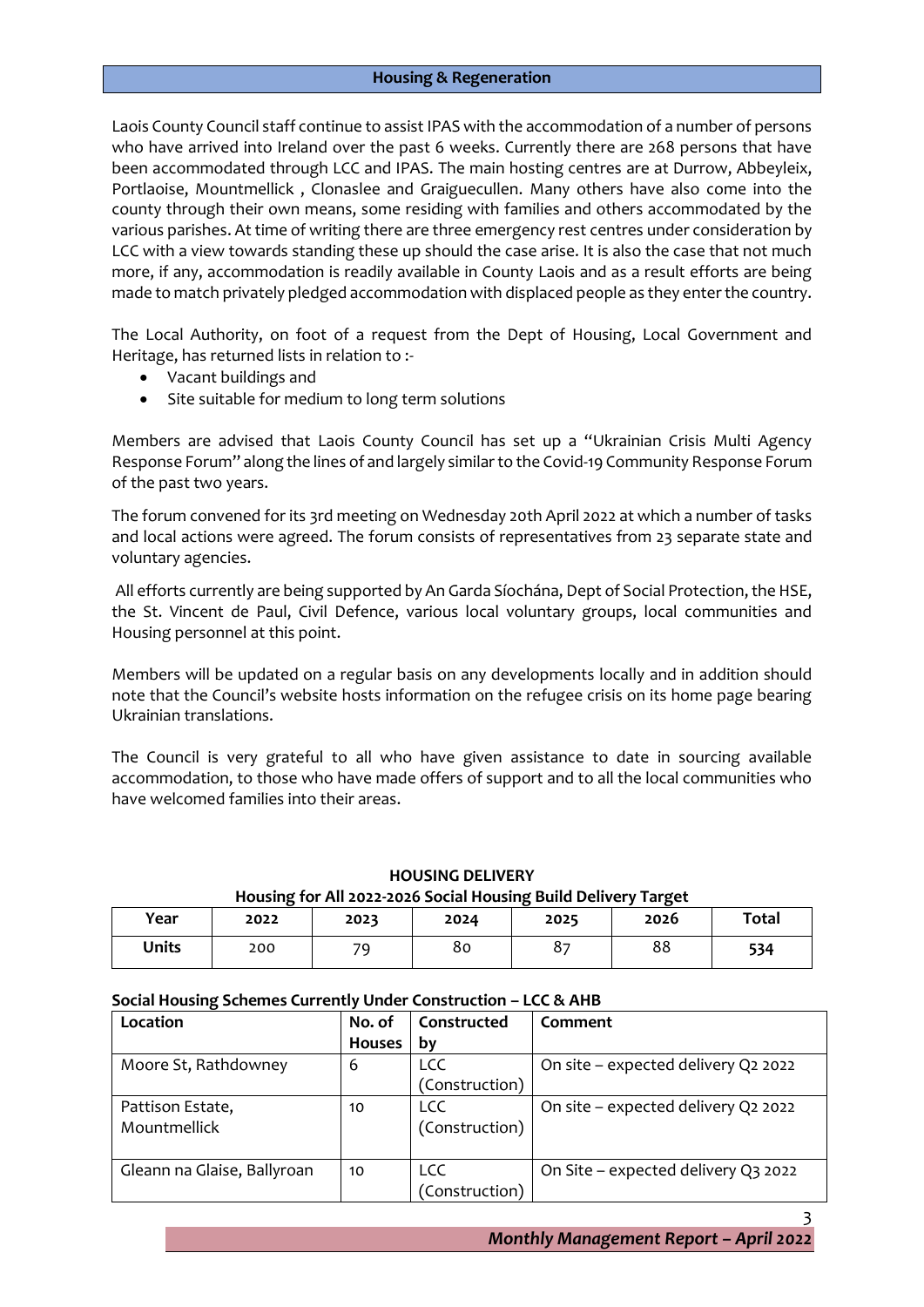## Housing & Regeneration

Laois County Council staff continue to assist IPAS with the accommodation of a number of persons who have arrived into Ireland over the past 6 weeks. Currently there are 268 persons that have been accommodated through LCC and IPAS. The main hosting centres are at Durrow, Abbeyleix, Portlaoise, Mountmellick , Clonaslee and Graiguecullen. Many others have also come into the county through their own means, some residing with families and others accommodated by the various parishes. At time of writing there are three emergency rest centres under consideration by LCC with a view towards standing these up should the case arise. It is also the case that not much more, if any, accommodation is readily available in County Laois and as a result efforts are being made to match privately pledged accommodation with displaced people as they enter the country.

The Local Authority, on foot of a request from the Dept of Housing, Local Government and Heritage, has returned lists in relation to :-

- Vacant buildings and
- Site suitable for medium to long term solutions

Members are advised that Laois County Council has set up a "Ukrainian Crisis Multi Agency Response Forum" along the lines of and largely similar to the Covid-19 Community Response Forum of the past two years.

The forum convened for its 3rd meeting on Wednesday 20th April 2022 at which a number of tasks and local actions were agreed. The forum consists of representatives from 23 separate state and voluntary agencies.

All efforts currently are being supported by An Garda Síochána, Dept of Social Protection, the HSE, the St. Vincent de Paul, Civil Defence, various local voluntary groups, local communities and Housing personnel at this point.

Members will be updated on a regular basis on any developments locally and in addition should note that the Council's website hosts information on the refugee crisis on its home page bearing Ukrainian translations.

The Council is very grateful to all who have given assistance to date in sourcing available accommodation, to those who have made offers of support and to all the local communities who have welcomed families into their areas.

**HOUSING DELIVERY**

**Housing for All 2022-2026 Social Housing Build Delivery Target**

| Year | 2022 | 2023 | 2024 | 2025 | 2026 | Total |
|---|---|---|---|---|---|---|
| **Units** | 200 | 79 | 80 | 87 | 88 | **534** |

**Social Housing Schemes Currently Under Construction – LCC & AHB**

| Location | No. of Houses | Constructed by | Comment |
|---|---|---|---|
| Moore St, Rathdowney | 6 | LCC (Construction) | On site – expected delivery Q2 2022 |
| Pattison Estate, Mountmellick | 10 | LCC (Construction) | On site – expected delivery Q2 2022 |
| Gleann na Glaise, Ballyroan | 10 | LCC (Construction) | On Site – expected delivery Q3 2022 |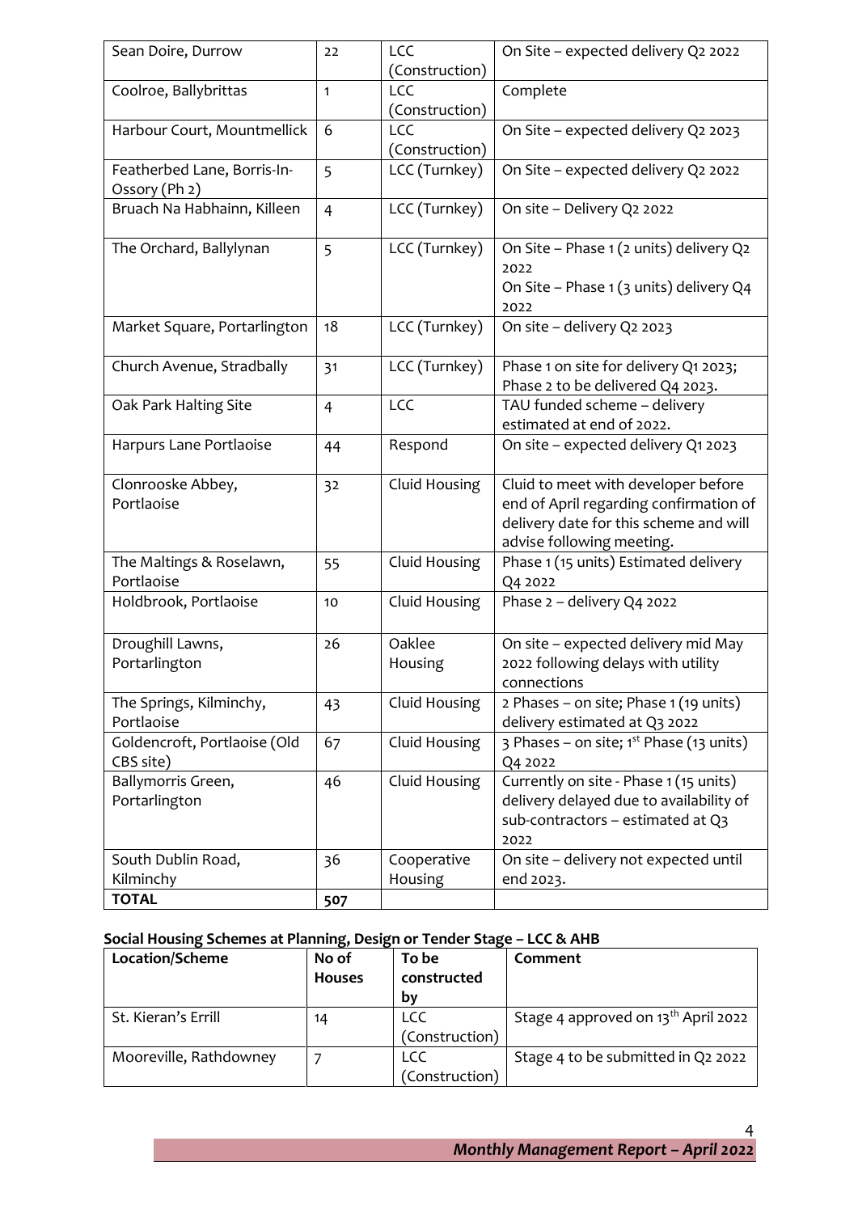| Sean Doire, Durrow | 22 | LCC (Construction) | On Site – expected delivery Q2 2022 |
|---|---|---|---|
| Coolroe, Ballybrittas | 1 | LCC (Construction) | Complete |
| Harbour Court, Mountmellick | 6 | LCC (Construction) | On Site – expected delivery Q2 2023 |
| Featherbed Lane, Borris-In-Ossory (Ph 2) | 5 | LCC (Turnkey) | On Site – expected delivery Q2 2022 |
| Bruach Na Habhainn, Killeen | 4 | LCC (Turnkey) | On site – Delivery Q2 2022 |
| The Orchard, Ballylynan | 5 | LCC (Turnkey) | On Site – Phase 1 (2 units) delivery Q2 2022<br>On Site – Phase 1 (3 units) delivery Q4 2022 |
| Market Square, Portarlington | 18 | LCC (Turnkey) | On site – delivery Q2 2023 |
| Church Avenue, Stradbally | 31 | LCC (Turnkey) | Phase 1 on site for delivery Q1 2023; Phase 2 to be delivered Q4 2023. |
| Oak Park Halting Site | 4 | LCC | TAU funded scheme – delivery estimated at end of 2022. |
| Harpurs Lane Portlaoise | 44 | Respond | On site – expected delivery Q1 2023 |
| Clonrooske Abbey, Portlaoise | 32 | Cluid Housing | Cluid to meet with developer before end of April regarding confirmation of delivery date for this scheme and will advise following meeting. |
| The Maltings & Roselawn, Portlaoise | 55 | Cluid Housing | Phase 1 (15 units) Estimated delivery Q4 2022 |
| Holdbrook, Portlaoise | 10 | Cluid Housing | Phase 2 – delivery Q4 2022 |
| Droughill Lawns, Portarlington | 26 | Oaklee Housing | On site – expected delivery mid May 2022 following delays with utility connections |
| The Springs, Kilminchy, Portlaoise | 43 | Cluid Housing | 2 Phases – on site; Phase 1 (19 units) delivery estimated at Q3 2022 |
| Goldencroft, Portlaoise (Old CBS site) | 67 | Cluid Housing | 3 Phases – on site; 1st Phase (13 units) Q4 2022 |
| Ballymorris Green, Portarlington | 46 | Cluid Housing | Currently on site - Phase 1 (15 units) delivery delayed due to availability of sub-contractors – estimated at Q3 2022 |
| South Dublin Road, Kilminchy | 36 | Cooperative Housing | On site – delivery not expected until end 2023. |
| **TOTAL** | **507** | | |

**Social Housing Schemes at Planning, Design or Tender Stage – LCC & AHB**

| Location/Scheme | No of Houses | To be constructed by | Comment |
|---|---|---|---|
| St. Kieran's Errill | 14 | LCC (Construction) | Stage 4 approved on 13th April 2022 |
| Mooreville, Rathdowney | 7 | LCC (Construction) | Stage 4 to be submitted in Q2 2022 |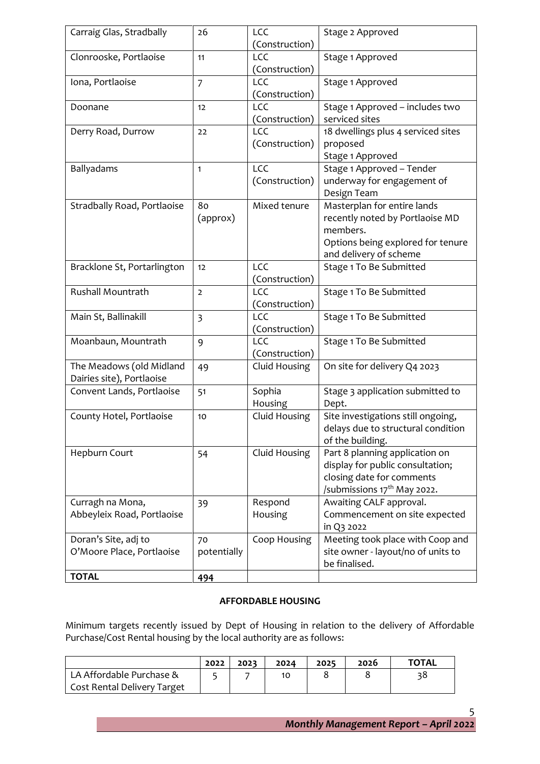| | | | |
|---|---|---|---|
| Carraig Glas, Stradbally | 26 | LCC (Construction) | Stage 2 Approved |
| Clonrooske, Portlaoise | 11 | LCC (Construction) | Stage 1 Approved |
| Iona, Portlaoise | 7 | LCC (Construction) | Stage 1 Approved |
| Doonane | 12 | LCC (Construction) | Stage 1 Approved – includes two serviced sites |
| Derry Road, Durrow | 22 | LCC (Construction) | 18 dwellings plus 4 serviced sites proposed Stage 1 Approved |
| Ballyadams | 1 | LCC (Construction) | Stage 1 Approved – Tender underway for engagement of Design Team |
| Stradbally Road, Portlaoise | 80 (approx) | Mixed tenure | Masterplan for entire lands recently noted by Portlaoise MD members. Options being explored for tenure and delivery of scheme |
| Bracklone St, Portarlington | 12 | LCC (Construction) | Stage 1 To Be Submitted |
| Rushall Mountrath | 2 | LCC (Construction) | Stage 1 To Be Submitted |
| Main St, Ballinakill | 3 | LCC (Construction) | Stage 1 To Be Submitted |
| Moanbaun, Mountrath | 9 | LCC (Construction) | Stage 1 To Be Submitted |
| The Meadows (old Midland Dairies site), Portlaoise | 49 | Cluid Housing | On site for delivery Q4 2023 |
| Convent Lands, Portlaoise | 51 | Sophia Housing | Stage 3 application submitted to Dept. |
| County Hotel, Portlaoise | 10 | Cluid Housing | Site investigations still ongoing, delays due to structural condition of the building. |
| Hepburn Court | 54 | Cluid Housing | Part 8 planning application on display for public consultation; closing date for comments /submissions 17th May 2022. |
| Curragh na Mona, Abbeyleix Road, Portlaoise | 39 | Respond Housing | Awaiting CALF approval. Commencement on site expected in Q3 2022 |
| Doran's Site, adj to O'Moore Place, Portlaoise | 70 potentially | Coop Housing | Meeting took place with Coop and site owner - layout/no of units to be finalised. |
| **TOTAL** | **494** | | |

**AFFORDABLE HOUSING**

Minimum targets recently issued by Dept of Housing in relation to the delivery of Affordable Purchase/Cost Rental housing by the local authority are as follows:

| | 2022 | 2023 | 2024 | 2025 | 2026 | TOTAL |
|---|---|---|---|---|---|---|
| LA Affordable Purchase & Cost Rental Delivery Target | 5 | 7 | 10 | 8 | 8 | 38 |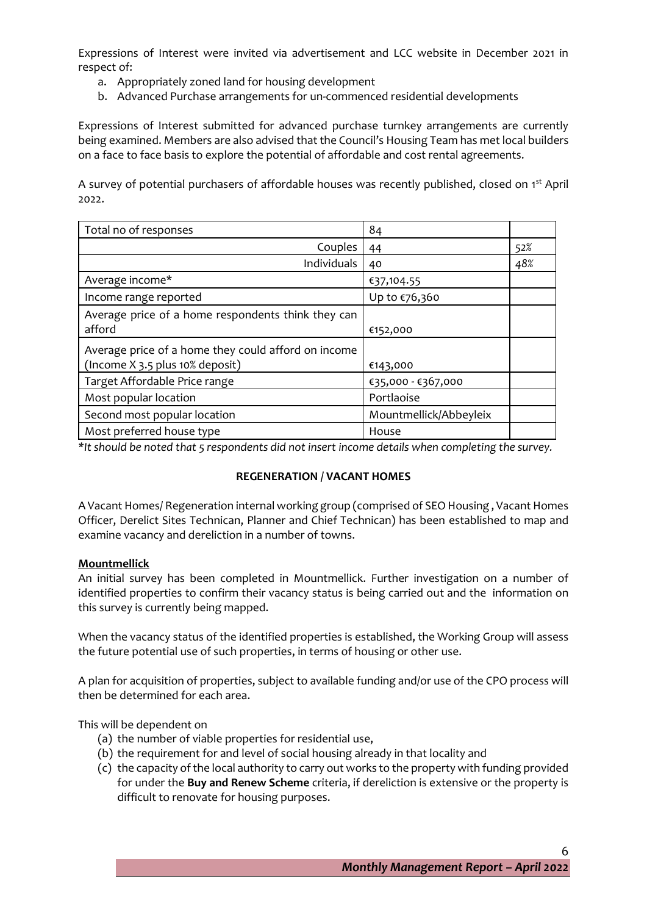Expressions of Interest were invited via advertisement and LCC website in December 2021 in respect of:

a. Appropriately zoned land for housing development
b. Advanced Purchase arrangements for un-commenced residential developments

Expressions of Interest submitted for advanced purchase turnkey arrangements are currently being examined. Members are also advised that the Council's Housing Team has met local builders on a face to face basis to explore the potential of affordable and cost rental agreements.

A survey of potential purchasers of affordable houses was recently published, closed on 1st April 2022.

| Total no of responses | 84 | |
|---|---|---|
| Couples | 44 | 52% |
| Individuals | 40 | 48% |
| Average income* | €37,104.55 | |
| Income range reported | Up to €76,360 | |
| Average price of a home respondents think they can afford | €152,000 | |
| Average price of a home they could afford on income (Income X 3.5 plus 10% deposit) | €143,000 | |
| Target Affordable Price range | €35,000 - €367,000 | |
| Most popular location | Portlaoise | |
| Second most popular location | Mountmellick/Abbeyleix | |
| Most preferred house type | House | |

*\*It should be noted that 5 respondents did not insert income details when completing the survey.*

## REGENERATION / VACANT HOMES

A Vacant Homes/ Regeneration internal working group (comprised of SEO Housing , Vacant Homes Officer, Derelict Sites Technican, Planner and Chief Technican) has been established to map and examine vacancy and dereliction in a number of towns.

### Mountmellick

An initial survey has been completed in Mountmellick. Further investigation on a number of identified properties to confirm their vacancy status is being carried out and the information on this survey is currently being mapped.

When the vacancy status of the identified properties is established, the Working Group will assess the future potential use of such properties, in terms of housing or other use.

A plan for acquisition of properties, subject to available funding and/or use of the CPO process will then be determined for each area.

This will be dependent on

(a) the number of viable properties for residential use,
(b) the requirement for and level of social housing already in that locality and
(c) the capacity of the local authority to carry out works to the property with funding provided for under the **Buy and Renew Scheme** criteria, if dereliction is extensive or the property is difficult to renovate for housing purposes.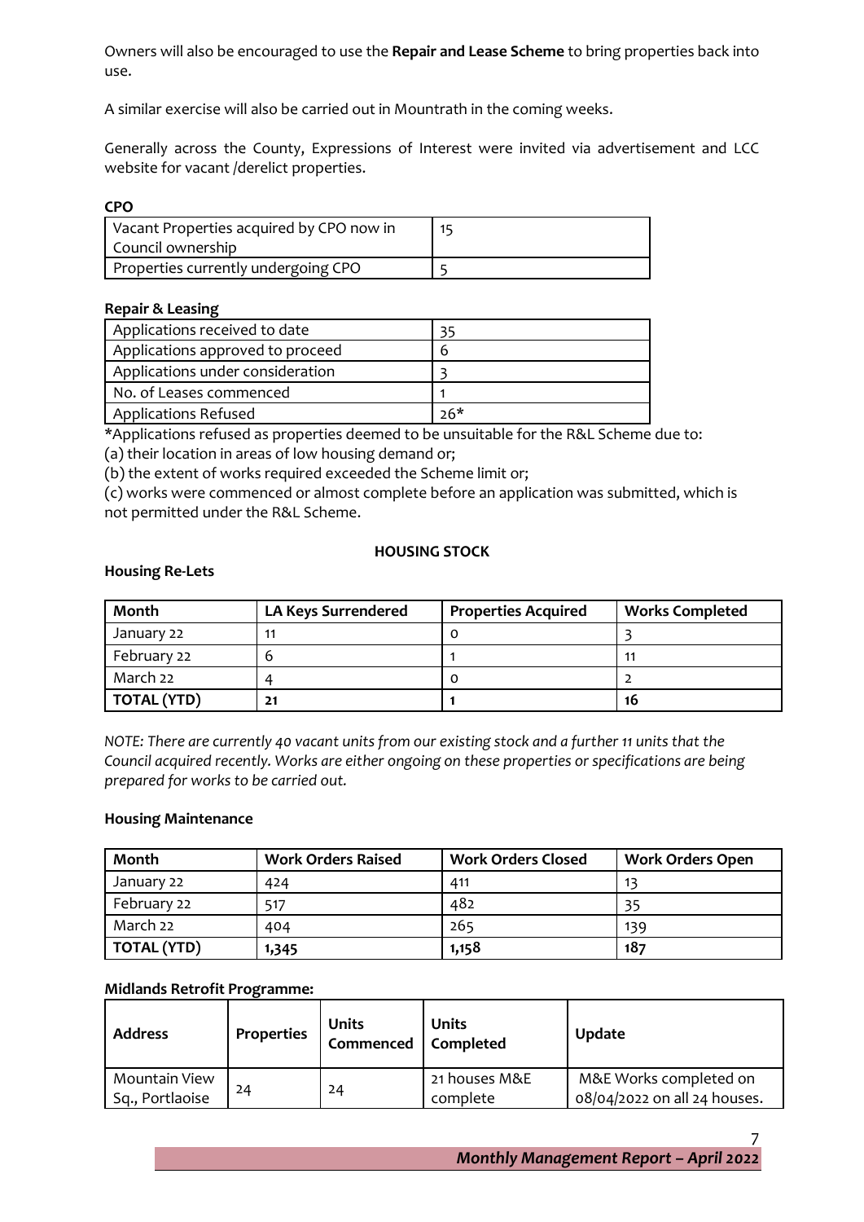Owners will also be encouraged to use the **Repair and Lease Scheme** to bring properties back into use.

A similar exercise will also be carried out in Mountrath in the coming weeks.

Generally across the County, Expressions of Interest were invited via advertisement and LCC website for vacant /derelict properties.

**CPO**

| | |
|---|---|
| Vacant Properties acquired by CPO now in Council ownership | 15 |
| Properties currently undergoing CPO | 5 |

**Repair & Leasing**

| | |
|---|---|
| Applications received to date | 35 |
| Applications approved to proceed | 6 |
| Applications under consideration | 3 |
| No. of Leases commenced | 1 |
| Applications Refused | 26* |

*Applications refused as properties deemed to be unsuitable for the R&L Scheme due to:
(a) their location in areas of low housing demand or;
(b) the extent of works required exceeded the Scheme limit or;
(c) works were commenced or almost complete before an application was submitted, which is not permitted under the R&L Scheme.

## HOUSING STOCK

**Housing Re-Lets**

| Month | LA Keys Surrendered | Properties Acquired | Works Completed |
|---|---|---|---|
| January 22 | 11 | 0 | 3 |
| February 22 | 6 | 1 | 11 |
| March 22 | 4 | 0 | 2 |
| **TOTAL (YTD)** | **21** | **1** | **16** |

*NOTE: There are currently 40 vacant units from our existing stock and a further 11 units that the Council acquired recently. Works are either ongoing on these properties or specifications are being prepared for works to be carried out.*

**Housing Maintenance**

| Month | Work Orders Raised | Work Orders Closed | Work Orders Open |
|---|---|---|---|
| January 22 | 424 | 411 | 13 |
| February 22 | 517 | 482 | 35 |
| March 22 | 404 | 265 | 139 |
| **TOTAL (YTD)** | **1,345** | **1,158** | **187** |

**Midlands Retrofit Programme:**

| Address | Properties | Units Commenced | Units Completed | Update |
|---|---|---|---|---|
| Mountain View Sq., Portlaoise | 24 | 24 | 21 houses M&E complete | M&E Works completed on 08/04/2022 on all 24 houses. |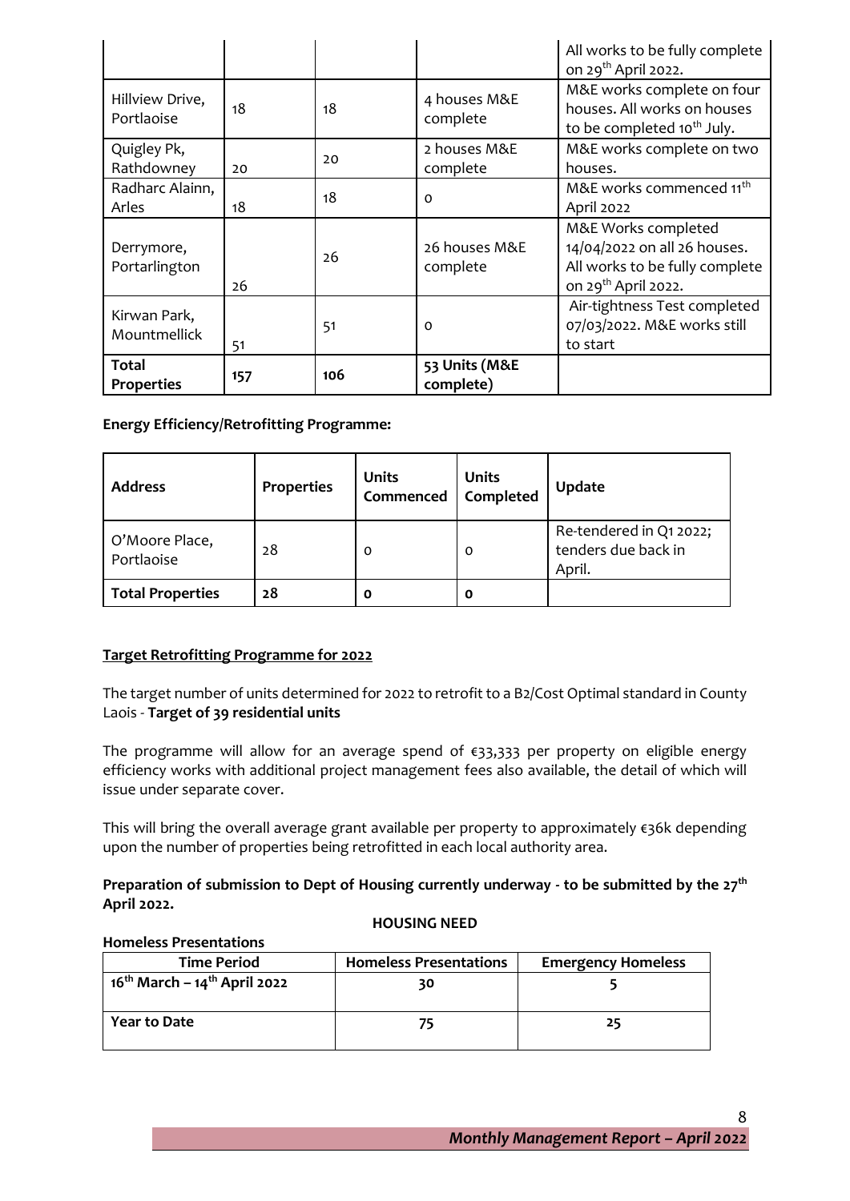| | | | | All works to be fully complete on 29th April 2022. |
|---|---|---|---|---|
| Hillview Drive, Portlaoise | 18 | 18 | 4 houses M&E complete | M&E works complete on four houses. All works on houses to be completed 10th July. |
| Quigley Pk, Rathdowney | 20 | 20 | 2 houses M&E complete | M&E works complete on two houses. |
| Radharc Alainn, Arles | 18 | 18 | 0 | M&E works commenced 11th April 2022 |
| Derrymore, Portarlington | 26 | 26 | 26 houses M&E complete | M&E Works completed 14/04/2022 on all 26 houses. All works to be fully complete on 29th April 2022. |
| Kirwan Park, Mountmellick | 51 | 51 | 0 | Air-tightness Test completed 07/03/2022. M&E works still to start |
| **Total Properties** | **157** | **106** | **53 Units (M&E complete)** | |

**Energy Efficiency/Retrofitting Programme:**

| Address | Properties | Units Commenced | Units Completed | Update |
|---|---|---|---|---|
| O'Moore Place, Portlaoise | 28 | 0 | 0 | Re-tendered in Q1 2022; tenders due back in April. |
| **Total Properties** | **28** | **0** | **0** | |

**Target Retrofitting Programme for 2022**

The target number of units determined for 2022 to retrofit to a B2/Cost Optimal standard in County Laois - **Target of 39 residential units**

The programme will allow for an average spend of €33,333 per property on eligible energy efficiency works with additional project management fees also available, the detail of which will issue under separate cover.

This will bring the overall average grant available per property to approximately €36k depending upon the number of properties being retrofitted in each local authority area.

**Preparation of submission to Dept of Housing currently underway - to be submitted by the 27th April 2022.**

## HOUSING NEED

**Homeless Presentations**

| Time Period | Homeless Presentations | Emergency Homeless |
|---|---|---|
| 16th March – 14th April 2022 | 30 | 5 |
| Year to Date | 75 | 25 |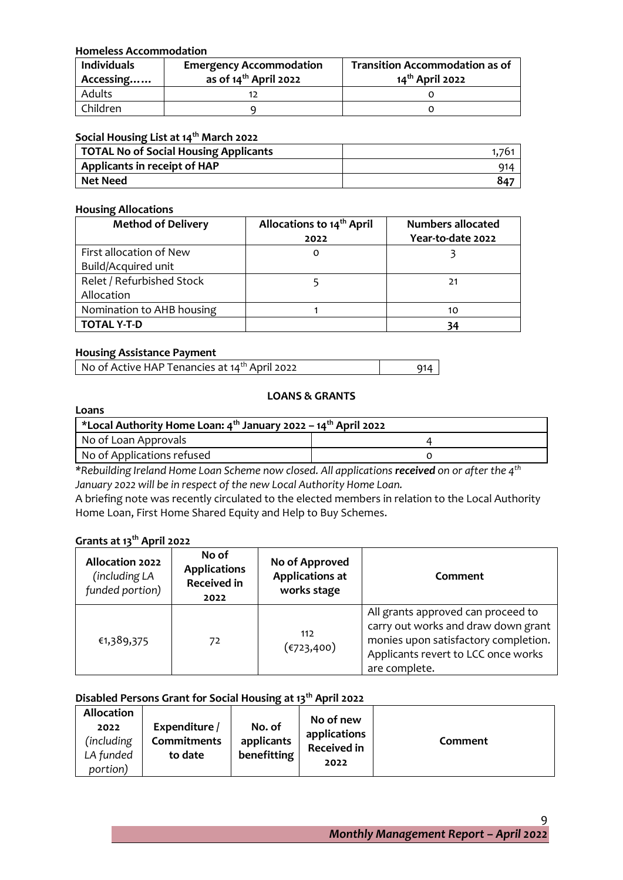### Homeless Accommodation

| Individuals Accessing…… | Emergency Accommodation as of 14th April 2022 | Transition Accommodation as of 14th April 2022 |
|---|---|---|
| Adults | 12 | 0 |
| Children | 9 | 0 |

### Social Housing List at 14th March 2022

| TOTAL No of Social Housing Applicants | 1,761 |
|---|---|
| Applicants in receipt of HAP | 914 |
| **Net Need** | **847** |

### Housing Allocations

| Method of Delivery | Allocations to 14th April 2022 | Numbers allocated Year-to-date 2022 |
|---|---|---|
| First allocation of New Build/Acquired unit | 0 | 3 |
| Relet / Refurbished Stock Allocation | 5 | 21 |
| Nomination to AHB housing | 1 | 10 |
| **TOTAL Y-T-D** | | **34** |

### Housing Assistance Payment

| No of Active HAP Tenancies at 14th April 2022 | 914 |
|---|---|

## LOANS & GRANTS

### Loans

| *Local Authority Home Loan: 4th January 2022 – 14th April 2022 | |
|---|---|
| No of Loan Approvals | 4 |
| No of Applications refused | 0 |

*\*Rebuilding Ireland Home Loan Scheme now closed. All applications **received** on or after the 4th January 2022 will be in respect of the new Local Authority Home Loan.*

A briefing note was recently circulated to the elected members in relation to the Local Authority Home Loan, First Home Shared Equity and Help to Buy Schemes.

### Grants at 13th April 2022

| Allocation 2022 *(including LA funded portion)* | No of Applications Received in 2022 | No of Approved Applications at works stage | Comment |
|---|---|---|---|
| €1,389,375 | 72 | 112 (€723,400) | All grants approved can proceed to carry out works and draw down grant monies upon satisfactory completion. Applicants revert to LCC once works are complete. |

### Disabled Persons Grant for Social Housing at 13th April 2022

| Allocation 2022 *(including LA funded portion)* | Expenditure / Commitments to date | No. of applicants benefitting | No of new applications Received in 2022 | Comment |
|---|---|---|---|---|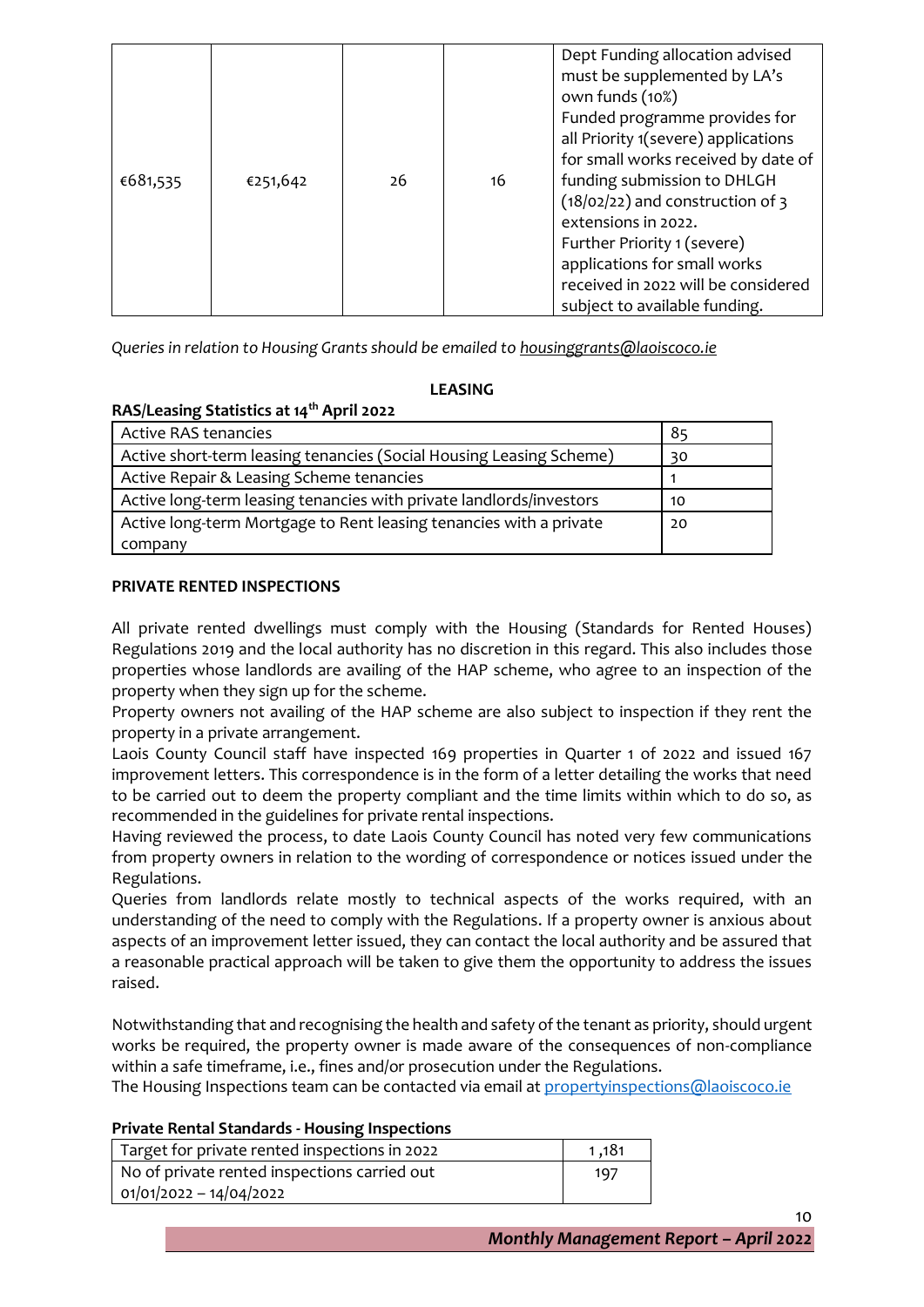| | | | | |
|---|---|---|---|---|
| €681,535 | €251,642 | 26 | 16 | Dept Funding allocation advised must be supplemented by LA's own funds (10%) Funded programme provides for all Priority 1(severe) applications for small works received by date of funding submission to DHLGH (18/02/22) and construction of 3 extensions in 2022. Further Priority 1 (severe) applications for small works received in 2022 will be considered subject to available funding. |

*Queries in relation to Housing Grants should be emailed to housinggrants@laoiscoco.ie*

## LEASING

**RAS/Leasing Statistics at 14th April 2022**

| | |
|---|---|
| Active RAS tenancies | 85 |
| Active short-term leasing tenancies (Social Housing Leasing Scheme) | 30 |
| Active Repair & Leasing Scheme tenancies | 1 |
| Active long-term leasing tenancies with private landlords/investors | 10 |
| Active long-term Mortgage to Rent leasing tenancies with a private company | 20 |

## PRIVATE RENTED INSPECTIONS

All private rented dwellings must comply with the Housing (Standards for Rented Houses) Regulations 2019 and the local authority has no discretion in this regard. This also includes those properties whose landlords are availing of the HAP scheme, who agree to an inspection of the property when they sign up for the scheme.

Property owners not availing of the HAP scheme are also subject to inspection if they rent the property in a private arrangement.

Laois County Council staff have inspected 169 properties in Quarter 1 of 2022 and issued 167 improvement letters. This correspondence is in the form of a letter detailing the works that need to be carried out to deem the property compliant and the time limits within which to do so, as recommended in the guidelines for private rental inspections.

Having reviewed the process, to date Laois County Council has noted very few communications from property owners in relation to the wording of correspondence or notices issued under the Regulations.

Queries from landlords relate mostly to technical aspects of the works required, with an understanding of the need to comply with the Regulations. If a property owner is anxious about aspects of an improvement letter issued, they can contact the local authority and be assured that a reasonable practical approach will be taken to give them the opportunity to address the issues raised.

Notwithstanding that and recognising the health and safety of the tenant as priority, should urgent works be required, the property owner is made aware of the consequences of non-compliance within a safe timeframe, i.e., fines and/or prosecution under the Regulations.

The Housing Inspections team can be contacted via email at propertyinspections@laoiscoco.ie

**Private Rental Standards - Housing Inspections**

| | |
|---|---|
| Target for private rented inspections in 2022 | 1 ,181 |
| No of private rented inspections carried out 01/01/2022 – 14/04/2022 | 197 |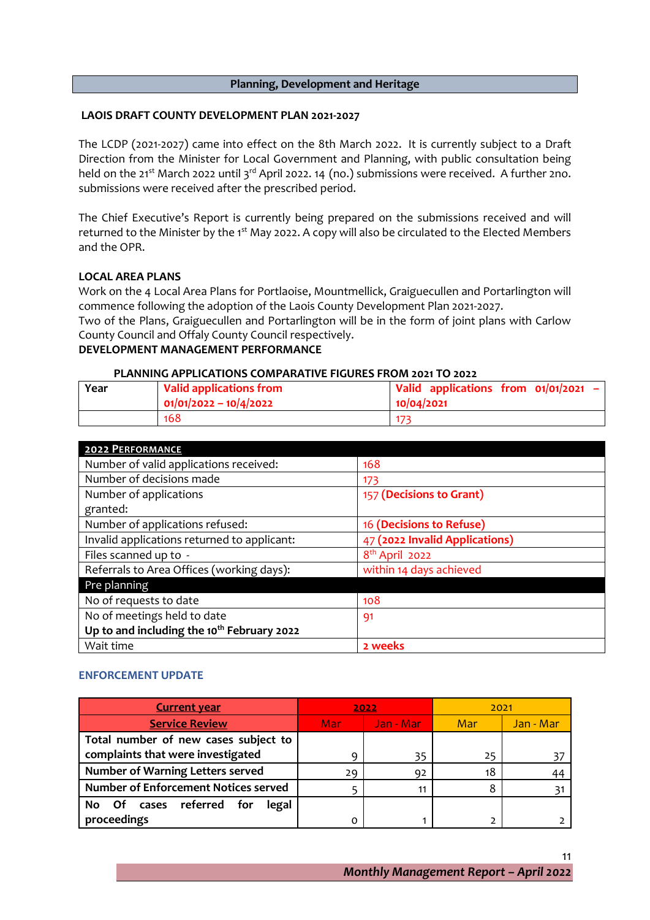## Planning, Development and Heritage

### LAOIS DRAFT COUNTY DEVELOPMENT PLAN 2021-2027

The LCDP (2021-2027) came into effect on the 8th March 2022. It is currently subject to a Draft Direction from the Minister for Local Government and Planning, with public consultation being held on the 21st March 2022 until 3rd April 2022. 14 (no.) submissions were received. A further 2no. submissions were received after the prescribed period.

The Chief Executive's Report is currently being prepared on the submissions received and will returned to the Minister by the 1st May 2022. A copy will also be circulated to the Elected Members and the OPR.

### LOCAL AREA PLANS

Work on the 4 Local Area Plans for Portlaoise, Mountmellick, Graiguecullen and Portarlington will commence following the adoption of the Laois County Development Plan 2021-2027.
Two of the Plans, Graiguecullen and Portarlington will be in the form of joint plans with Carlow County Council and Offaly County Council respectively.

### DEVELOPMENT MANAGEMENT PERFORMANCE

**PLANNING APPLICATIONS COMPARATIVE FIGURES FROM 2021 TO 2022**

| Year | Valid applications from 01/01/2022 – 10/4/2022 | Valid applications from 01/01/2021 – 10/04/2021 |
|---|---|---|
| | 168 | 173 |

| 2022 Performance | |
|---|---|
| Number of valid applications received: | 168 |
| Number of decisions made | 173 |
| Number of applications granted: | 157 **(Decisions to Grant)** |
| Number of applications refused: | 16 **(Decisions to Refuse)** |
| Invalid applications returned to applicant: | 47 **(2022 Invalid Applications)** |
| Files scanned up to - | 8th April 2022 |
| Referrals to Area Offices (working days): | within 14 days achieved |
| Pre planning | |
| No of requests to date | 108 |
| No of meetings held to date **Up to and including the 10th February 2022** | 91 |
| Wait time | **2 weeks** |

### ENFORCEMENT UPDATE

| Current year | 2022 | | 2021 | |
|---|---|---|---|---|
| Service Review | Mar | Jan - Mar | Mar | Jan - Mar |
| **Total number of new cases subject to complaints that were investigated** | 9 | 35 | 25 | 37 |
| **Number of Warning Letters served** | 29 | 92 | 18 | 44 |
| **Number of Enforcement Notices served** | 5 | 11 | 8 | 31 |
| **No Of cases referred for legal proceedings** | 0 | 1 | 2 | 2 |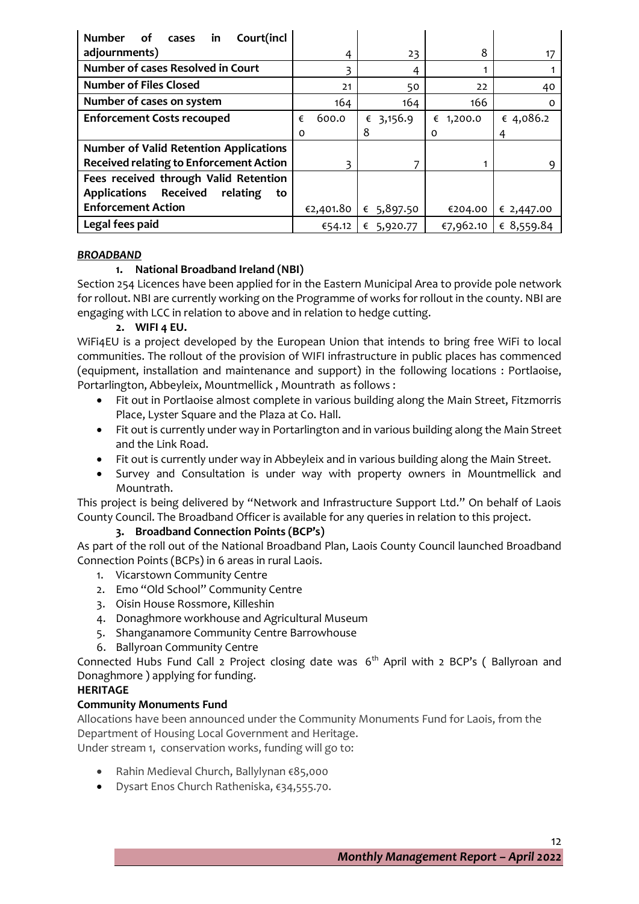| Number of cases in Court(incl adjournments) | 4 | 23 | 8 | 17 |
|---|---|---|---|---|
| Number of cases Resolved in Court | 3 | 4 | 1 | 1 |
| Number of Files Closed | 21 | 50 | 22 | 40 |
| Number of cases on system | 164 | 164 | 166 | 0 |
| Enforcement Costs recouped | € 600.00 | € 3,156.98 | € 1,200.00 | € 4,086.24 |
| Number of Valid Retention Applications Received relating to Enforcement Action | 3 | 7 | 1 | 9 |
| Fees received through Valid Retention Applications Received relating to Enforcement Action | €2,401.80 | € 5,897.50 | €204.00 | € 2,447.00 |
| Legal fees paid | €54.12 | € 5,920.77 | €7,962.10 | € 8,559.84 |

***BROADBAND***

**1. National Broadband Ireland (NBI)**

Section 254 Licences have been applied for in the Eastern Municipal Area to provide pole network for rollout. NBI are currently working on the Programme of works for rollout in the county. NBI are engaging with LCC in relation to above and in relation to hedge cutting.

**2. WIFI 4 EU.**

WiFi4EU is a project developed by the European Union that intends to bring free WiFi to local communities. The rollout of the provision of WIFI infrastructure in public places has commenced (equipment, installation and maintenance and support) in the following locations : Portlaoise, Portarlington, Abbeyleix, Mountmellick , Mountrath as follows :

- Fit out in Portlaoise almost complete in various building along the Main Street, Fitzmorris Place, Lyster Square and the Plaza at Co. Hall.
- Fit out is currently under way in Portarlington and in various building along the Main Street and the Link Road.
- Fit out is currently under way in Abbeyleix and in various building along the Main Street.
- Survey and Consultation is under way with property owners in Mountmellick and Mountrath.

This project is being delivered by "Network and Infrastructure Support Ltd." On behalf of Laois County Council. The Broadband Officer is available for any queries in relation to this project.

**3. Broadband Connection Points (BCP's)**

As part of the roll out of the National Broadband Plan, Laois County Council launched Broadband Connection Points (BCPs) in 6 areas in rural Laois.

1. Vicarstown Community Centre
2. Emo "Old School" Community Centre
3. Oisin House Rossmore, Killeshin
4. Donaghmore workhouse and Agricultural Museum
5. Shanganamore Community Centre Barrowhouse
6. Ballyroan Community Centre

Connected Hubs Fund Call 2 Project closing date was 6th April with 2 BCP's ( Ballyroan and Donaghmore ) applying for funding.

**HERITAGE**

**Community Monuments Fund**

Allocations have been announced under the Community Monuments Fund for Laois, from the Department of Housing Local Government and Heritage.

Under stream 1, conservation works, funding will go to:

- Rahin Medieval Church, Ballylynan €85,000
- Dysart Enos Church Ratheniska, €34,555.70.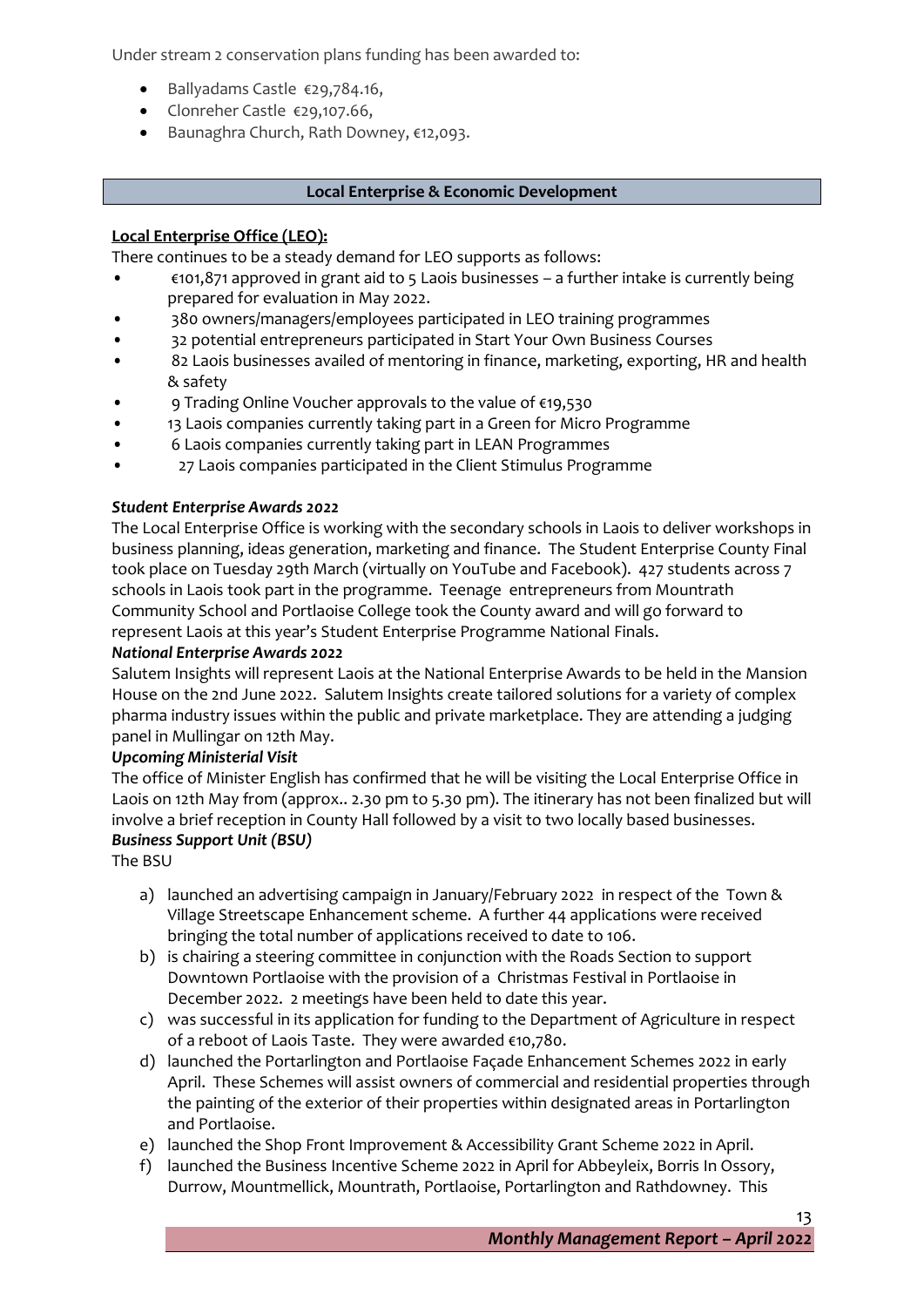Under stream 2 conservation plans funding has been awarded to:

- Ballyadams Castle €29,784.16,
- Clonreher Castle €29,107.66,
- Baunaghra Church, Rath Downey, €12,093.

## Local Enterprise & Economic Development

**Local Enterprise Office (LEO):**

There continues to be a steady demand for LEO supports as follows:

- €101,871 approved in grant aid to 5 Laois businesses – a further intake is currently being prepared for evaluation in May 2022.
- 380 owners/managers/employees participated in LEO training programmes
- 32 potential entrepreneurs participated in Start Your Own Business Courses
- 82 Laois businesses availed of mentoring in finance, marketing, exporting, HR and health & safety
- 9 Trading Online Voucher approvals to the value of €19,530
- 13 Laois companies currently taking part in a Green for Micro Programme
- 6 Laois companies currently taking part in LEAN Programmes
- 27 Laois companies participated in the Client Stimulus Programme

***Student Enterprise Awards 2022***

The Local Enterprise Office is working with the secondary schools in Laois to deliver workshops in business planning, ideas generation, marketing and finance. The Student Enterprise County Final took place on Tuesday 29th March (virtually on YouTube and Facebook). 427 students across 7 schools in Laois took part in the programme. Teenage entrepreneurs from Mountrath Community School and Portlaoise College took the County award and will go forward to represent Laois at this year's Student Enterprise Programme National Finals.

***National Enterprise Awards 2022***

Salutem Insights will represent Laois at the National Enterprise Awards to be held in the Mansion House on the 2nd June 2022. Salutem Insights create tailored solutions for a variety of complex pharma industry issues within the public and private marketplace. They are attending a judging panel in Mullingar on 12th May.

***Upcoming Ministerial Visit***

The office of Minister English has confirmed that he will be visiting the Local Enterprise Office in Laois on 12th May from (approx.. 2.30 pm to 5.30 pm). The itinerary has not been finalized but will involve a brief reception in County Hall followed by a visit to two locally based businesses.

***Business Support Unit (BSU)***

The BSU

a) launched an advertising campaign in January/February 2022 in respect of the Town & Village Streetscape Enhancement scheme. A further 44 applications were received bringing the total number of applications received to date to 106.
b) is chairing a steering committee in conjunction with the Roads Section to support Downtown Portlaoise with the provision of a Christmas Festival in Portlaoise in December 2022. 2 meetings have been held to date this year.
c) was successful in its application for funding to the Department of Agriculture in respect of a reboot of Laois Taste. They were awarded €10,780.
d) launched the Portarlington and Portlaoise Façade Enhancement Schemes 2022 in early April. These Schemes will assist owners of commercial and residential properties through the painting of the exterior of their properties within designated areas in Portarlington and Portlaoise.
e) launched the Shop Front Improvement & Accessibility Grant Scheme 2022 in April.
f) launched the Business Incentive Scheme 2022 in April for Abbeyleix, Borris In Ossory, Durrow, Mountmellick, Mountrath, Portlaoise, Portarlington and Rathdowney. This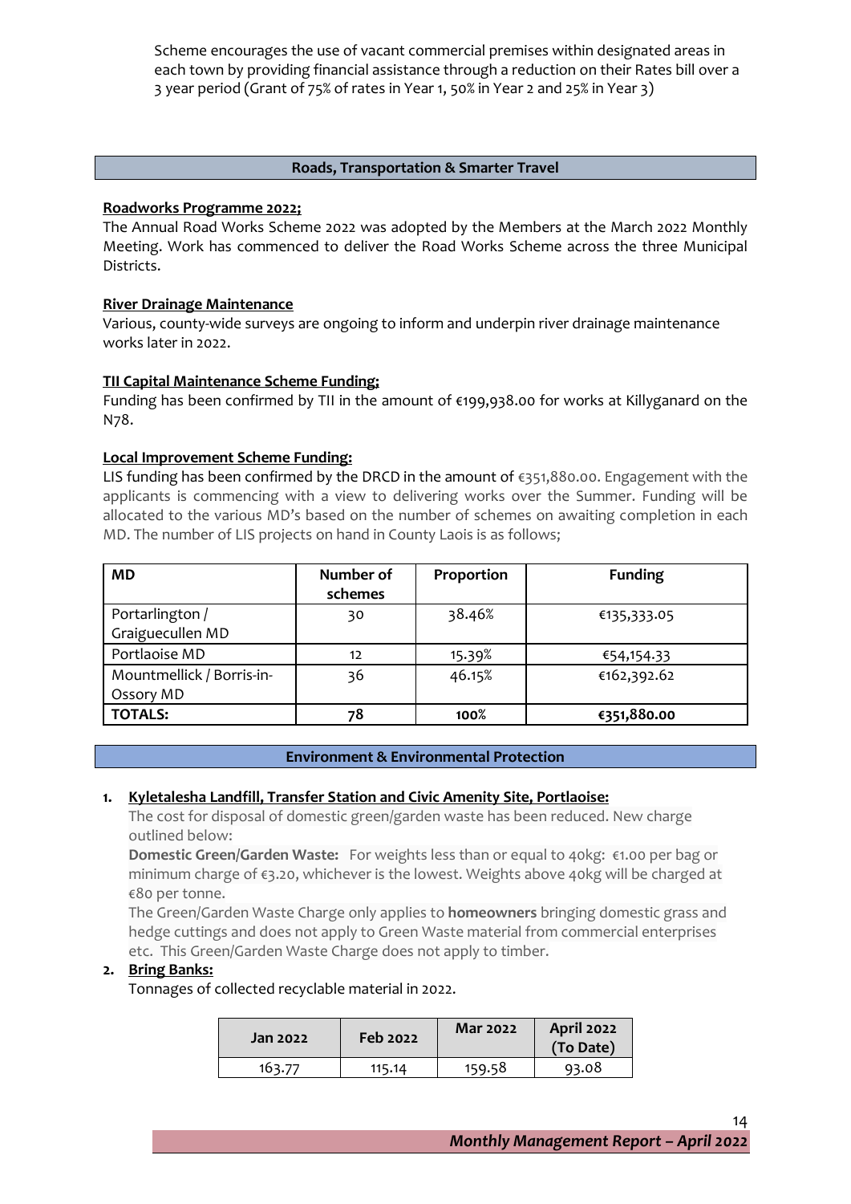Scheme encourages the use of vacant commercial premises within designated areas in each town by providing financial assistance through a reduction on their Rates bill over a 3 year period (Grant of 75% of rates in Year 1, 50% in Year 2 and 25% in Year 3)

## Roads, Transportation & Smarter Travel

**Roadworks Programme 2022;**

The Annual Road Works Scheme 2022 was adopted by the Members at the March 2022 Monthly Meeting. Work has commenced to deliver the Road Works Scheme across the three Municipal Districts.

**River Drainage Maintenance**

Various, county-wide surveys are ongoing to inform and underpin river drainage maintenance works later in 2022.

**TII Capital Maintenance Scheme Funding;**

Funding has been confirmed by TII in the amount of €199,938.00 for works at Killyganard on the N78.

**Local Improvement Scheme Funding:**

LIS funding has been confirmed by the DRCD in the amount of €351,880.00. Engagement with the applicants is commencing with a view to delivering works over the Summer. Funding will be allocated to the various MD's based on the number of schemes on awaiting completion in each MD. The number of LIS projects on hand in County Laois is as follows;

| MD | Number of schemes | Proportion | Funding |
|---|---|---|---|
| Portarlington / Graiguecullen MD | 30 | 38.46% | €135,333.05 |
| Portlaoise MD | 12 | 15.39% | €54,154.33 |
| Mountmellick / Borris-in-Ossory MD | 36 | 46.15% | €162,392.62 |
| **TOTALS:** | **78** | **100%** | **€351,880.00** |

## Environment & Environmental Protection

1. **Kyletalesha Landfill, Transfer Station and Civic Amenity Site, Portlaoise:**

   The cost for disposal of domestic green/garden waste has been reduced. New charge outlined below:

   **Domestic Green/Garden Waste:** For weights less than or equal to 40kg: €1.00 per bag or minimum charge of €3.20, whichever is the lowest. Weights above 40kg will be charged at €80 per tonne.

   The Green/Garden Waste Charge only applies to **homeowners** bringing domestic grass and hedge cuttings and does not apply to Green Waste material from commercial enterprises etc. This Green/Garden Waste Charge does not apply to timber.

2. **Bring Banks:**

   Tonnages of collected recyclable material in 2022.

| Jan 2022 | Feb 2022 | Mar 2022 | April 2022 (To Date) |
|---|---|---|---|
| 163.77 | 115.14 | 159.58 | 93.08 |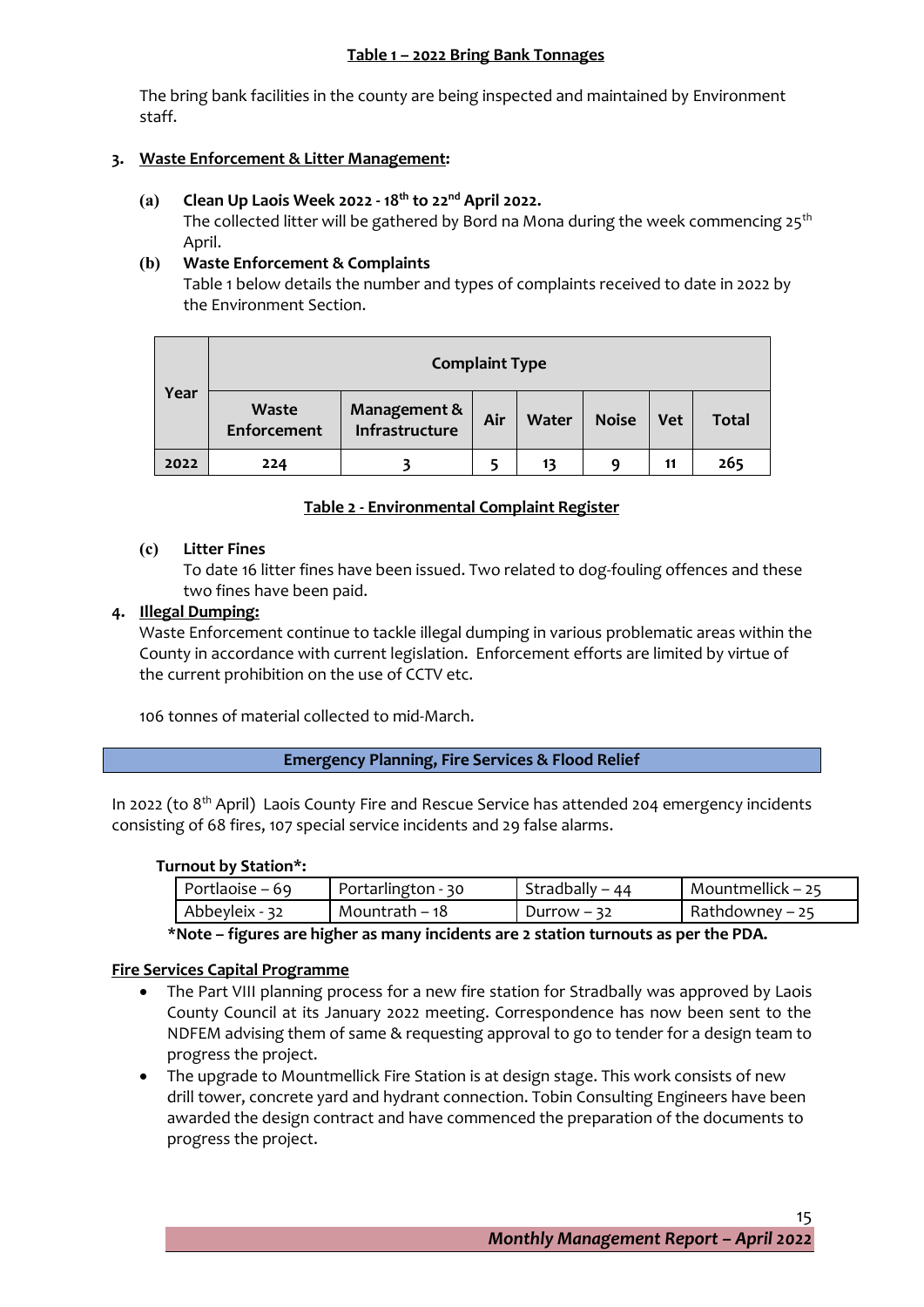**Table 1 – 2022 Bring Bank Tonnages**

The bring bank facilities in the county are being inspected and maintained by Environment staff.

## 3. Waste Enforcement & Litter Management:

**(a) Clean Up Laois Week 2022 - 18th to 22nd April 2022.**

The collected litter will be gathered by Bord na Mona during the week commencing 25th April.

**(b) Waste Enforcement & Complaints**

Table 1 below details the number and types of complaints received to date in 2022 by the Environment Section.

| Year | Complaint Type | | | | | | |
|---|---|---|---|---|---|---|---|
| | Waste Enforcement | Management & Infrastructure | Air | Water | Noise | Vet | Total |
| **2022** | 224 | 3 | 5 | 13 | 9 | 11 | 265 |

**Table 2 - Environmental Complaint Register**

**(c) Litter Fines**

To date 16 litter fines have been issued. Two related to dog-fouling offences and these two fines have been paid.

## 4. Illegal Dumping:

Waste Enforcement continue to tackle illegal dumping in various problematic areas within the County in accordance with current legislation. Enforcement efforts are limited by virtue of the current prohibition on the use of CCTV etc.

106 tonnes of material collected to mid-March.

## Emergency Planning, Fire Services & Flood Relief

In 2022 (to 8th April) Laois County Fire and Rescue Service has attended 204 emergency incidents consisting of 68 fires, 107 special service incidents and 29 false alarms.

**Turnout by Station*:**

| | | | |
|---|---|---|---|
| Portlaoise – 69 | Portarlington - 30 | Stradbally – 44 | Mountmellick – 25 |
| Abbeyleix - 32 | Mountrath – 18 | Durrow – 32 | Rathdowney – 25 |

***Note – figures are higher as many incidents are 2 station turnouts as per the PDA.**

### Fire Services Capital Programme

- The Part VIII planning process for a new fire station for Stradbally was approved by Laois County Council at its January 2022 meeting. Correspondence has now been sent to the NDFEM advising them of same & requesting approval to go to tender for a design team to progress the project.
- The upgrade to Mountmellick Fire Station is at design stage. This work consists of new drill tower, concrete yard and hydrant connection. Tobin Consulting Engineers have been awarded the design contract and have commenced the preparation of the documents to progress the project.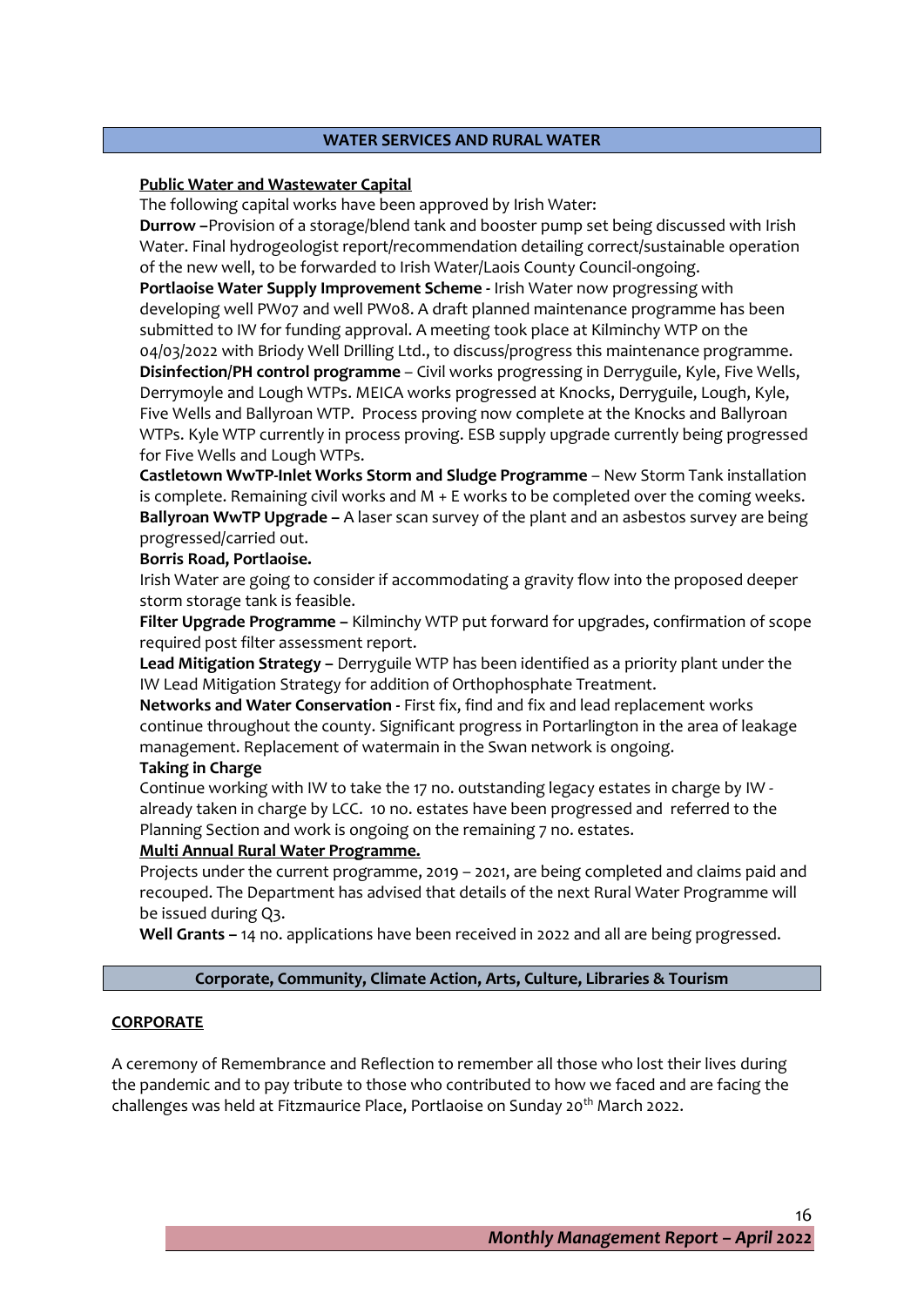## WATER SERVICES AND RURAL WATER

**Public Water and Wastewater Capital**

The following capital works have been approved by Irish Water:

**Durrow –**Provision of a storage/blend tank and booster pump set being discussed with Irish Water. Final hydrogeologist report/recommendation detailing correct/sustainable operation of the new well, to be forwarded to Irish Water/Laois County Council-ongoing.

**Portlaoise Water Supply Improvement Scheme -** Irish Water now progressing with developing well PW07 and well PW08. A draft planned maintenance programme has been submitted to IW for funding approval. A meeting took place at Kilminchy WTP on the 04/03/2022 with Briody Well Drilling Ltd., to discuss/progress this maintenance programme.

**Disinfection/PH control programme** – Civil works progressing in Derryguile, Kyle, Five Wells, Derrymoyle and Lough WTPs. MEICA works progressed at Knocks, Derryguile, Lough, Kyle, Five Wells and Ballyroan WTP. Process proving now complete at the Knocks and Ballyroan WTPs. Kyle WTP currently in process proving. ESB supply upgrade currently being progressed for Five Wells and Lough WTPs.

**Castletown WwTP-Inlet Works Storm and Sludge Programme** – New Storm Tank installation is complete. Remaining civil works and M + E works to be completed over the coming weeks.

**Ballyroan WwTP Upgrade –** A laser scan survey of the plant and an asbestos survey are being progressed/carried out.

**Borris Road, Portlaoise.**

Irish Water are going to consider if accommodating a gravity flow into the proposed deeper storm storage tank is feasible.

**Filter Upgrade Programme –** Kilminchy WTP put forward for upgrades, confirmation of scope required post filter assessment report.

**Lead Mitigation Strategy –** Derryguile WTP has been identified as a priority plant under the IW Lead Mitigation Strategy for addition of Orthophosphate Treatment.

**Networks and Water Conservation -** First fix, find and fix and lead replacement works continue throughout the county. Significant progress in Portarlington in the area of leakage management. Replacement of watermain in the Swan network is ongoing.

**Taking in Charge**

Continue working with IW to take the 17 no. outstanding legacy estates in charge by IW - already taken in charge by LCC. 10 no. estates have been progressed and referred to the Planning Section and work is ongoing on the remaining 7 no. estates.

**Multi Annual Rural Water Programme.**

Projects under the current programme, 2019 – 2021, are being completed and claims paid and recouped. The Department has advised that details of the next Rural Water Programme will be issued during Q3.

**Well Grants –** 14 no. applications have been received in 2022 and all are being progressed.

## Corporate, Community, Climate Action, Arts, Culture, Libraries & Tourism

### CORPORATE

A ceremony of Remembrance and Reflection to remember all those who lost their lives during the pandemic and to pay tribute to those who contributed to how we faced and are facing the challenges was held at Fitzmaurice Place, Portlaoise on Sunday 20th March 2022.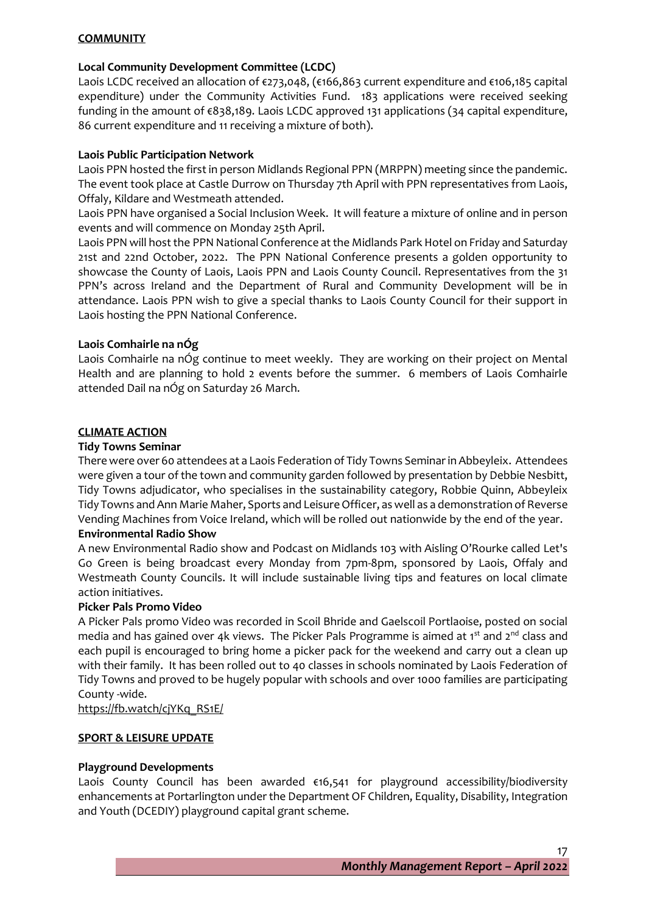## COMMUNITY

### Local Community Development Committee (LCDC)

Laois LCDC received an allocation of €273,048, (€166,863 current expenditure and €106,185 capital expenditure) under the Community Activities Fund. 183 applications were received seeking funding in the amount of €838,189. Laois LCDC approved 131 applications (34 capital expenditure, 86 current expenditure and 11 receiving a mixture of both).

### Laois Public Participation Network

Laois PPN hosted the first in person Midlands Regional PPN (MRPPN) meeting since the pandemic. The event took place at Castle Durrow on Thursday 7th April with PPN representatives from Laois, Offaly, Kildare and Westmeath attended.

Laois PPN have organised a Social Inclusion Week. It will feature a mixture of online and in person events and will commence on Monday 25th April.

Laois PPN will host the PPN National Conference at the Midlands Park Hotel on Friday and Saturday 21st and 22nd October, 2022. The PPN National Conference presents a golden opportunity to showcase the County of Laois, Laois PPN and Laois County Council. Representatives from the 31 PPN's across Ireland and the Department of Rural and Community Development will be in attendance. Laois PPN wish to give a special thanks to Laois County Council for their support in Laois hosting the PPN National Conference.

### Laois Comhairle na nÓg

Laois Comhairle na nÓg continue to meet weekly. They are working on their project on Mental Health and are planning to hold 2 events before the summer. 6 members of Laois Comhairle attended Dail na nÓg on Saturday 26 March.

## CLIMATE ACTION

### Tidy Towns Seminar

There were over 60 attendees at a Laois Federation of Tidy Towns Seminar in Abbeyleix. Attendees were given a tour of the town and community garden followed by presentation by Debbie Nesbitt, Tidy Towns adjudicator, who specialises in the sustainability category, Robbie Quinn, Abbeyleix Tidy Towns and Ann Marie Maher, Sports and Leisure Officer, as well as a demonstration of Reverse Vending Machines from Voice Ireland, which will be rolled out nationwide by the end of the year.

### Environmental Radio Show

A new Environmental Radio show and Podcast on Midlands 103 with Aisling O'Rourke called Let's Go Green is being broadcast every Monday from 7pm-8pm, sponsored by Laois, Offaly and Westmeath County Councils. It will include sustainable living tips and features on local climate action initiatives.

### Picker Pals Promo Video

A Picker Pals promo Video was recorded in Scoil Bhride and Gaelscoil Portlaoise, posted on social media and has gained over 4k views. The Picker Pals Programme is aimed at 1st and 2nd class and each pupil is encouraged to bring home a picker pack for the weekend and carry out a clean up with their family. It has been rolled out to 40 classes in schools nominated by Laois Federation of Tidy Towns and proved to be hugely popular with schools and over 1000 families are participating County -wide.

https://fb.watch/cjYKq_RS1E/

## SPORT & LEISURE UPDATE

### Playground Developments

Laois County Council has been awarded €16,541 for playground accessibility/biodiversity enhancements at Portarlington under the Department OF Children, Equality, Disability, Integration and Youth (DCEDIY) playground capital grant scheme.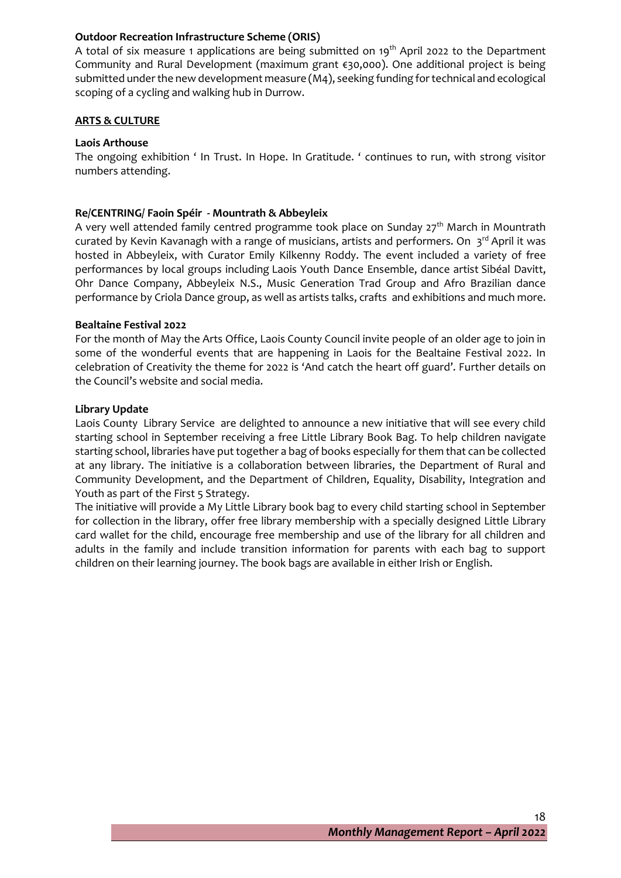**Outdoor Recreation Infrastructure Scheme (ORIS)**

A total of six measure 1 applications are being submitted on 19th April 2022 to the Department Community and Rural Development (maximum grant €30,000). One additional project is being submitted under the new development measure (M4), seeking funding for technical and ecological scoping of a cycling and walking hub in Durrow.

## ARTS & CULTURE

**Laois Arthouse**

The ongoing exhibition ' In Trust. In Hope. In Gratitude. ' continues to run, with strong visitor numbers attending.

**Re/CENTRING/ Faoin Spéir - Mountrath & Abbeyleix**

A very well attended family centred programme took place on Sunday 27th March in Mountrath curated by Kevin Kavanagh with a range of musicians, artists and performers. On 3rd April it was hosted in Abbeyleix, with Curator Emily Kilkenny Roddy. The event included a variety of free performances by local groups including Laois Youth Dance Ensemble, dance artist Sibéal Davitt, Ohr Dance Company, Abbeyleix N.S., Music Generation Trad Group and Afro Brazilian dance performance by Criola Dance group, as well as artists talks, crafts and exhibitions and much more.

**Bealtaine Festival 2022**

For the month of May the Arts Office, Laois County Council invite people of an older age to join in some of the wonderful events that are happening in Laois for the Bealtaine Festival 2022. In celebration of Creativity the theme for 2022 is 'And catch the heart off guard'. Further details on the Council's website and social media.

**Library Update**

Laois County Library Service are delighted to announce a new initiative that will see every child starting school in September receiving a free Little Library Book Bag. To help children navigate starting school, libraries have put together a bag of books especially for them that can be collected at any library. The initiative is a collaboration between libraries, the Department of Rural and Community Development, and the Department of Children, Equality, Disability, Integration and Youth as part of the First 5 Strategy.

The initiative will provide a My Little Library book bag to every child starting school in September for collection in the library, offer free library membership with a specially designed Little Library card wallet for the child, encourage free membership and use of the library for all children and adults in the family and include transition information for parents with each bag to support children on their learning journey. The book bags are available in either Irish or English.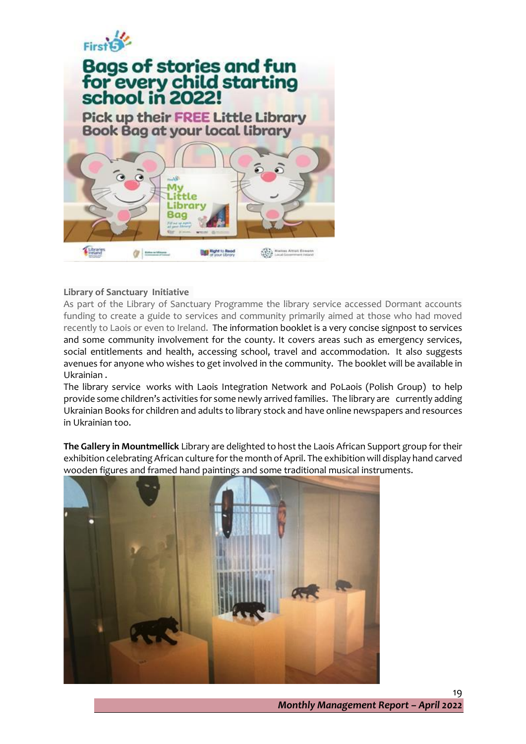**Library of Sanctuary Initiative**

As part of the Library of Sanctuary Programme the library service accessed Dormant accounts funding to create a guide to services and community primarily aimed at those who had moved recently to Laois or even to Ireland. The information booklet is a very concise signpost to services and some community involvement for the county. It covers areas such as emergency services, social entitlements and health, accessing school, travel and accommodation. It also suggests avenues for anyone who wishes to get involved in the community. The booklet will be available in Ukrainian .

The library service works with Laois Integration Network and PoLaois (Polish Group) to help provide some children's activities for some newly arrived families. The library are currently adding Ukrainian Books for children and adults to library stock and have online newspapers and resources in Ukrainian too.

**The Gallery in Mountmellick** Library are delighted to host the Laois African Support group for their exhibition celebrating African culture for the month of April. The exhibition will display hand carved wooden figures and framed hand paintings and some traditional musical instruments.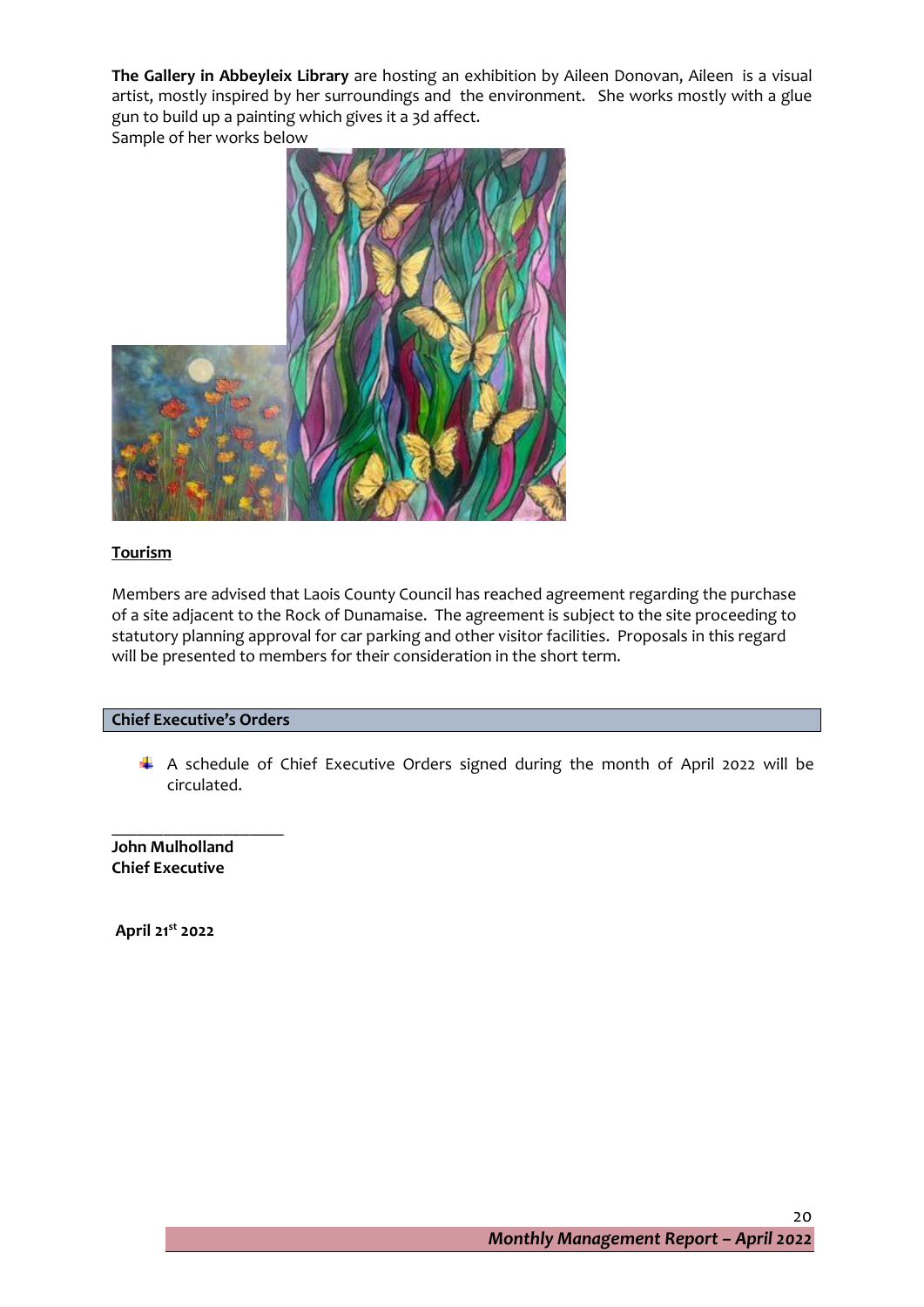**The Gallery in Abbeyleix Library** are hosting an exhibition by Aileen Donovan, Aileen is a visual artist, mostly inspired by her surroundings and the environment. She works mostly with a glue gun to build up a painting which gives it a 3d affect.
Sample of her works below

**Tourism**

Members are advised that Laois County Council has reached agreement regarding the purchase of a site adjacent to the Rock of Dunamaise. The agreement is subject to the site proceeding to statutory planning approval for car parking and other visitor facilities. Proposals in this regard will be presented to members for their consideration in the short term.

## Chief Executive's Orders

- A schedule of Chief Executive Orders signed during the month of April 2022 will be circulated.

\_\_\_\_\_\_\_\_\_\_\_\_\_\_\_\_\_\_\_\_\_\_

**John Mulholland**
**Chief Executive**

**April 21st 2022**